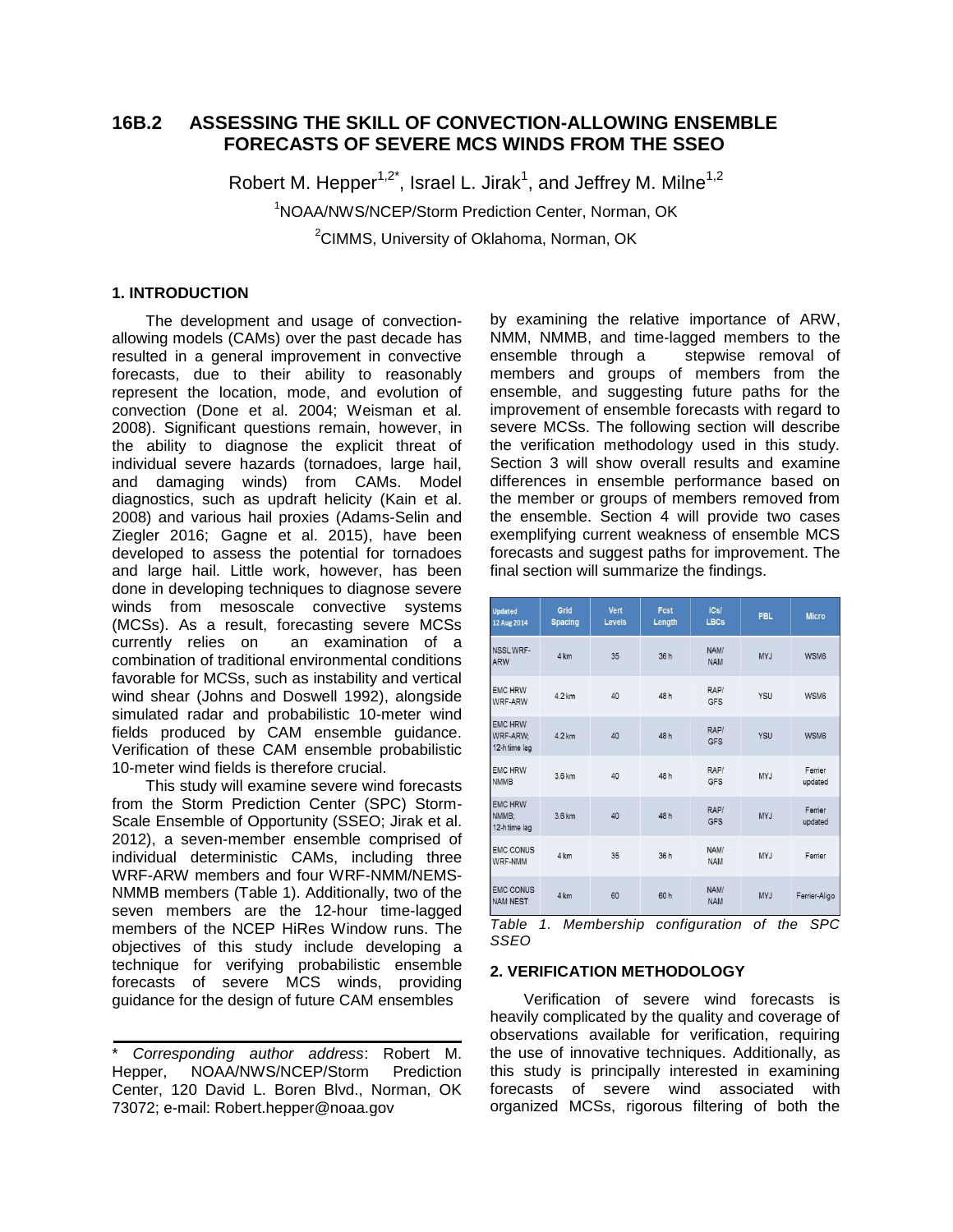# 16B.2 ASSESSING THE SKILL OF CONVECTION-ALLOWING ENSEMBLE FORECASTS OF SEVERE MCS WINDS FROM THE SSEO

Robert M. Hepper[1,2*], Israel L. Jirak[1], and Jeffrey M. Milne[1,2]

[1]NOAA/NWS/NCEP/Storm Prediction Center, Norman, OK

[2]CIMMS, University of Oklahoma, Norman, OK

## 1. INTRODUCTION

The development and usage of convection-allowing models (CAMs) over the past decade has resulted in a general improvement in convective forecasts, due to their ability to reasonably represent the location, mode, and evolution of convection (Done et al. 2004; Weisman et al. 2008). Significant questions remain, however, in the ability to diagnose the explicit threat of individual severe hazards (tornadoes, large hail, and damaging winds) from CAMs. Model diagnostics, such as updraft helicity (Kain et al. 2008) and various hail proxies (Adams-Selin and Ziegler 2016; Gagne et al. 2015), have been developed to assess the potential for tornadoes and large hail. Little work, however, has been done in developing techniques to diagnose severe winds from mesoscale convective systems (MCSs). As a result, forecasting severe MCSs currently relies on an examination of a combination of traditional environmental conditions favorable for MCSs, such as instability and vertical wind shear (Johns and Doswell 1992), alongside simulated radar and probabilistic 10-meter wind fields produced by CAM ensemble guidance. Verification of these CAM ensemble probabilistic 10-meter wind fields is therefore crucial.

This study will examine severe wind forecasts from the Storm Prediction Center (SPC) Storm-Scale Ensemble of Opportunity (SSEO; Jirak et al. 2012), a seven-member ensemble comprised of individual deterministic CAMs, including three WRF-ARW members and four WRF-NMM/NEMS-NMMB members (Table 1). Additionally, two of the seven members are the 12-hour time-lagged members of the NCEP HiRes Window runs. The objectives of this study include developing a technique for verifying probabilistic ensemble forecasts of severe MCS winds, providing guidance for the design of future CAM ensembles by examining the relative importance of ARW, NMM, NMMB, and time-lagged members to the ensemble through a stepwise removal of members and groups of members from the ensemble, and suggesting future paths for the improvement of ensemble forecasts with regard to severe MCSs. The following section will describe the verification methodology used in this study. Section 3 will show overall results and examine differences in ensemble performance based on the member or groups of members removed from the ensemble. Section 4 will provide two cases exemplifying current weakness of ensemble MCS forecasts and suggest paths for improvement. The final section will summarize the findings.

| Updated 12 Aug 2014 | Grid Spacing | Vert Levels | Fcst Length | ICs/ LBCs | PBL | Micro |
|---|---|---|---|---|---|---|
| NSSL WRF-ARW | 4 km | 35 | 36 h | NAM/ NAM | MYJ | WSM6 |
| EMC HRW WRF-ARW | 4.2 km | 40 | 48 h | RAP/ GFS | YSU | WSM6 |
| EMC HRW WRF-ARW; 12-h time lag | 4.2 km | 40 | 48 h | RAP/ GFS | YSU | WSM6 |
| EMC HRW NMMB | 3.6 km | 40 | 48 h | RAP/ GFS | MYJ | Ferrier updated |
| EMC HRW NMMB; 12-h time lag | 3.6 km | 40 | 48 h | RAP/ GFS | MYJ | Ferrier updated |
| EMC CONUS WRF-NMM | 4 km | 35 | 36 h | NAM/ NAM | MYJ | Ferrier |
| EMC CONUS NAM NEST | 4 km | 60 | 60 h | NAM/ NAM | MYJ | Ferrier-Aligo |

*Table 1. Membership configuration of the SPC SSEO*

## 2. VERIFICATION METHODOLOGY

Verification of severe wind forecasts is heavily complicated by the quality and coverage of observations available for verification, requiring the use of innovative techniques. Additionally, as this study is principally interested in examining forecasts of severe wind associated with organized MCSs, rigorous filtering of both the

---

\* *Corresponding author address*: Robert M. Hepper, NOAA/NWS/NCEP/Storm Prediction Center, 120 David L. Boren Blvd., Norman, OK 73072; e-mail: Robert.hepper@noaa.gov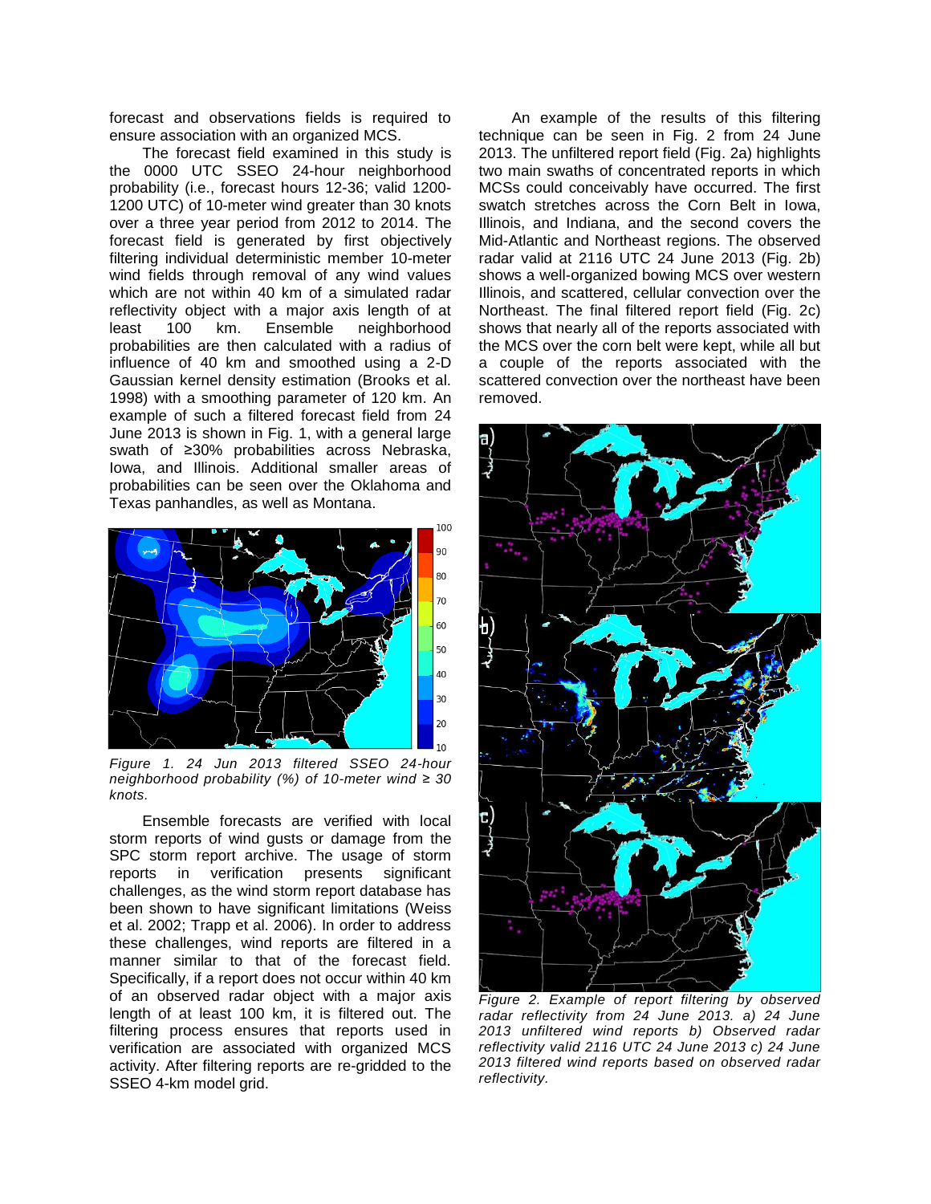forecast and observations fields is required to ensure association with an organized MCS.

The forecast field examined in this study is the 0000 UTC SSEO 24-hour neighborhood probability (i.e., forecast hours 12-36; valid 1200-1200 UTC) of 10-meter wind greater than 30 knots over a three year period from 2012 to 2014. The forecast field is generated by first objectively filtering individual deterministic member 10-meter wind fields through removal of any wind values which are not within 40 km of a simulated radar reflectivity object with a major axis length of at least 100 km. Ensemble neighborhood probabilities are then calculated with a radius of influence of 40 km and smoothed using a 2-D Gaussian kernel density estimation (Brooks et al. 1998) with a smoothing parameter of 120 km. An example of such a filtered forecast field from 24 June 2013 is shown in Fig. 1, with a general large swath of ≥30% probabilities across Nebraska, Iowa, and Illinois. Additional smaller areas of probabilities can be seen over the Oklahoma and Texas panhandles, as well as Montana.

*Figure 1. 24 Jun 2013 filtered SSEO 24-hour neighborhood probability (%) of 10-meter wind ≥ 30 knots.*

Ensemble forecasts are verified with local storm reports of wind gusts or damage from the SPC storm report archive. The usage of storm reports in verification presents significant challenges, as the wind storm report database has been shown to have significant limitations (Weiss et al. 2002; Trapp et al. 2006). In order to address these challenges, wind reports are filtered in a manner similar to that of the forecast field. Specifically, if a report does not occur within 40 km of an observed radar object with a major axis length of at least 100 km, it is filtered out. The filtering process ensures that reports used in verification are associated with organized MCS activity. After filtering reports are re-gridded to the SSEO 4-km model grid.

An example of the results of this filtering technique can be seen in Fig. 2 from 24 June 2013. The unfiltered report field (Fig. 2a) highlights two main swaths of concentrated reports in which MCSs could conceivably have occurred. The first swath stretches across the Corn Belt in Iowa, Illinois, and Indiana, and the second covers the Mid-Atlantic and Northeast regions. The observed radar valid at 2116 UTC 24 June 2013 (Fig. 2b) shows a well-organized bowing MCS over western Illinois, and scattered, cellular convection over the Northeast. The final filtered report field (Fig. 2c) shows that nearly all of the reports associated with the MCS over the corn belt were kept, while all but a couple of the reports associated with the scattered convection over the northeast have been removed.

*Figure 2. Example of report filtering by observed radar reflectivity from 24 June 2013. a) 24 June 2013 unfiltered wind reports b) Observed radar reflectivity valid 2116 UTC 24 June 2013 c) 24 June 2013 filtered wind reports based on observed radar reflectivity.*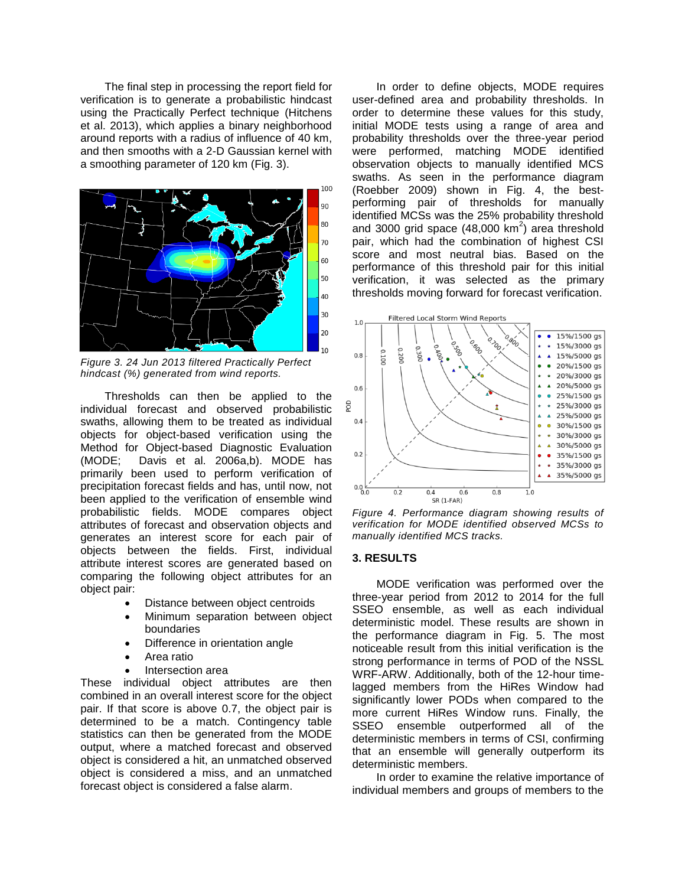The final step in processing the report field for verification is to generate a probabilistic hindcast using the Practically Perfect technique (Hitchens et al. 2013), which applies a binary neighborhood around reports with a radius of influence of 40 km, and then smooths with a 2-D Gaussian kernel with a smoothing parameter of 120 km (Fig. 3).

*Figure 3. 24 Jun 2013 filtered Practically Perfect hindcast (%) generated from wind reports.*

Thresholds can then be applied to the individual forecast and observed probabilistic swaths, allowing them to be treated as individual objects for object-based verification using the Method for Object-based Diagnostic Evaluation (MODE; Davis et al. 2006a,b). MODE has primarily been used to perform verification of precipitation forecast fields and has, until now, not been applied to the verification of ensemble wind probabilistic fields. MODE compares object attributes of forecast and observation objects and generates an interest score for each pair of objects between the fields. First, individual attribute interest scores are generated based on comparing the following object attributes for an object pair:

- Distance between object centroids
- Minimum separation between object boundaries
- Difference in orientation angle
- Area ratio
- Intersection area

These individual object attributes are then combined in an overall interest score for the object pair. If that score is above 0.7, the object pair is determined to be a match. Contingency table statistics can then be generated from the MODE output, where a matched forecast and observed object is considered a hit, an unmatched observed object is considered a miss, and an unmatched forecast object is considered a false alarm.

In order to define objects, MODE requires user-defined area and probability thresholds. In order to determine these values for this study, initial MODE tests using a range of area and probability thresholds over the three-year period were performed, matching MODE identified observation objects to manually identified MCS swaths. As seen in the performance diagram (Roebber 2009) shown in Fig. 4, the best-performing pair of thresholds for manually identified MCSs was the 25% probability threshold and 3000 grid space (48,000 km$^2$) area threshold pair, which had the combination of highest CSI score and most neutral bias. Based on the performance of this threshold pair for this initial verification, it was selected as the primary thresholds moving forward for forecast verification.

*Figure 4. Performance diagram showing results of verification for MODE identified observed MCSs to manually identified MCS tracks.*

## 3. RESULTS

MODE verification was performed over the three-year period from 2012 to 2014 for the full SSEO ensemble, as well as each individual deterministic model. These results are shown in the performance diagram in Fig. 5. The most noticeable result from this initial verification is the strong performance in terms of POD of the NSSL WRF-ARW. Additionally, both of the 12-hour time-lagged members from the HiRes Window had significantly lower PODs when compared to the more current HiRes Window runs. Finally, the SSEO ensemble outperformed all of the deterministic members in terms of CSI, confirming that an ensemble will generally outperform its deterministic members.

In order to examine the relative importance of individual members and groups of members to the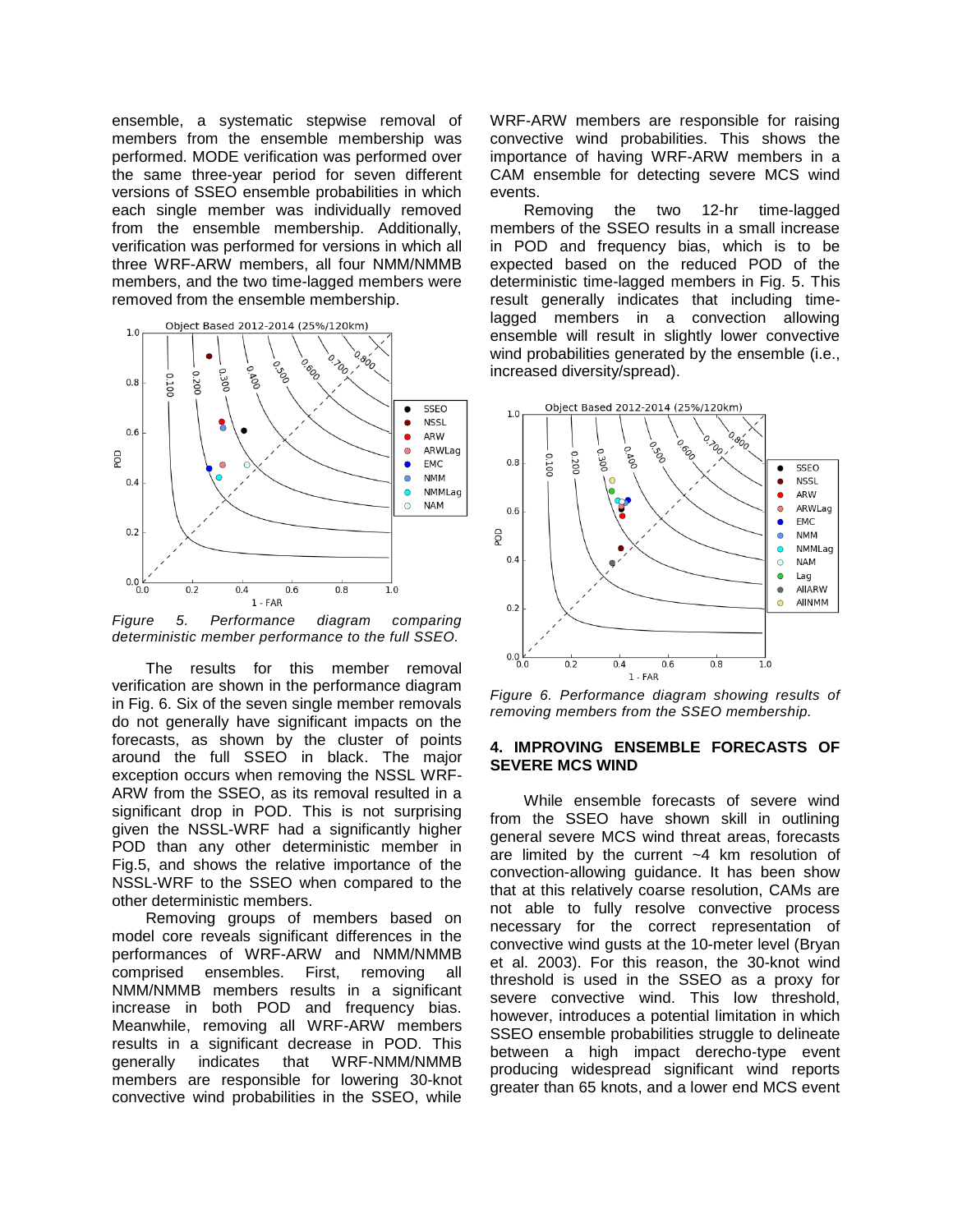ensemble, a systematic stepwise removal of members from the ensemble membership was performed. MODE verification was performed over the same three-year period for seven different versions of SSEO ensemble probabilities in which each single member was individually removed from the ensemble membership. Additionally, verification was performed for versions in which all three WRF-ARW members, all four NMM/NMMB members, and the two time-lagged members were removed from the ensemble membership.

*Figure 5. Performance diagram comparing deterministic member performance to the full SSEO.*

The results for this member removal verification are shown in the performance diagram in Fig. 6. Six of the seven single member removals do not generally have significant impacts on the forecasts, as shown by the cluster of points around the full SSEO in black. The major exception occurs when removing the NSSL WRF-ARW from the SSEO, as its removal resulted in a significant drop in POD. This is not surprising given the NSSL-WRF had a significantly higher POD than any other deterministic member in Fig.5, and shows the relative importance of the NSSL-WRF to the SSEO when compared to the other deterministic members.

Removing groups of members based on model core reveals significant differences in the performances of WRF-ARW and NMM/NMMB comprised ensembles. First, removing all NMM/NMMB members results in a significant increase in both POD and frequency bias. Meanwhile, removing all WRF-ARW members results in a significant decrease in POD. This generally indicates that WRF-NMM/NMMB members are responsible for lowering 30-knot convective wind probabilities in the SSEO, while WRF-ARW members are responsible for raising convective wind probabilities. This shows the importance of having WRF-ARW members in a CAM ensemble for detecting severe MCS wind events.

Removing the two 12-hr time-lagged members of the SSEO results in a small increase in POD and frequency bias, which is to be expected based on the reduced POD of the deterministic time-lagged members in Fig. 5. This result generally indicates that including time-lagged members in a convection allowing ensemble will result in slightly lower convective wind probabilities generated by the ensemble (i.e., increased diversity/spread).

*Figure 6. Performance diagram showing results of removing members from the SSEO membership.*

## 4. IMPROVING ENSEMBLE FORECASTS OF SEVERE MCS WIND

While ensemble forecasts of severe wind from the SSEO have shown skill in outlining general severe MCS wind threat areas, forecasts are limited by the current ~4 km resolution of convection-allowing guidance. It has been show that at this relatively coarse resolution, CAMs are not able to fully resolve convective process necessary for the correct representation of convective wind gusts at the 10-meter level (Bryan et al. 2003). For this reason, the 30-knot wind threshold is used in the SSEO as a proxy for severe convective wind. This low threshold, however, introduces a potential limitation in which SSEO ensemble probabilities struggle to delineate between a high impact derecho-type event producing widespread significant wind reports greater than 65 knots, and a lower end MCS event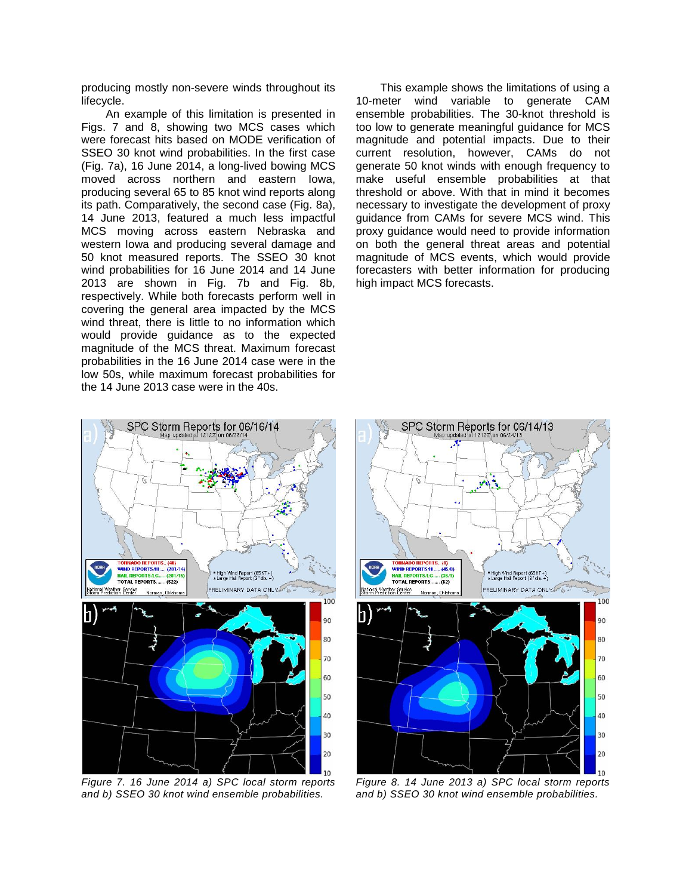producing mostly non-severe winds throughout its lifecycle.

An example of this limitation is presented in Figs. 7 and 8, showing two MCS cases which were forecast hits based on MODE verification of SSEO 30 knot wind probabilities. In the first case (Fig. 7a), 16 June 2014, a long-lived bowing MCS moved across northern and eastern Iowa, producing several 65 to 85 knot wind reports along its path. Comparatively, the second case (Fig. 8a), 14 June 2013, featured a much less impactful MCS moving across eastern Nebraska and western Iowa and producing several damage and 50 knot measured reports. The SSEO 30 knot wind probabilities for 16 June 2014 and 14 June 2013 are shown in Fig. 7b and Fig. 8b, respectively. While both forecasts perform well in covering the general area impacted by the MCS wind threat, there is little to no information which would provide guidance as to the expected magnitude of the MCS threat. Maximum forecast probabilities in the 16 June 2014 case were in the low 50s, while maximum forecast probabilities for the 14 June 2013 case were in the 40s.

This example shows the limitations of using a 10-meter wind variable to generate CAM ensemble probabilities. The 30-knot threshold is too low to generate meaningful guidance for MCS magnitude and potential impacts. Due to their current resolution, however, CAMs do not generate 50 knot winds with enough frequency to make useful ensemble probabilities at that threshold or above. With that in mind it becomes necessary to investigate the development of proxy guidance from CAMs for severe MCS wind. This proxy guidance would need to provide information on both the general threat areas and potential magnitude of MCS events, which would provide forecasters with better information for producing high impact MCS forecasts.

*Figure 7. 16 June 2014 a) SPC local storm reports and b) SSEO 30 knot wind ensemble probabilities.*

*Figure 8. 14 June 2013 a) SPC local storm reports and b) SSEO 30 knot wind ensemble probabilities.*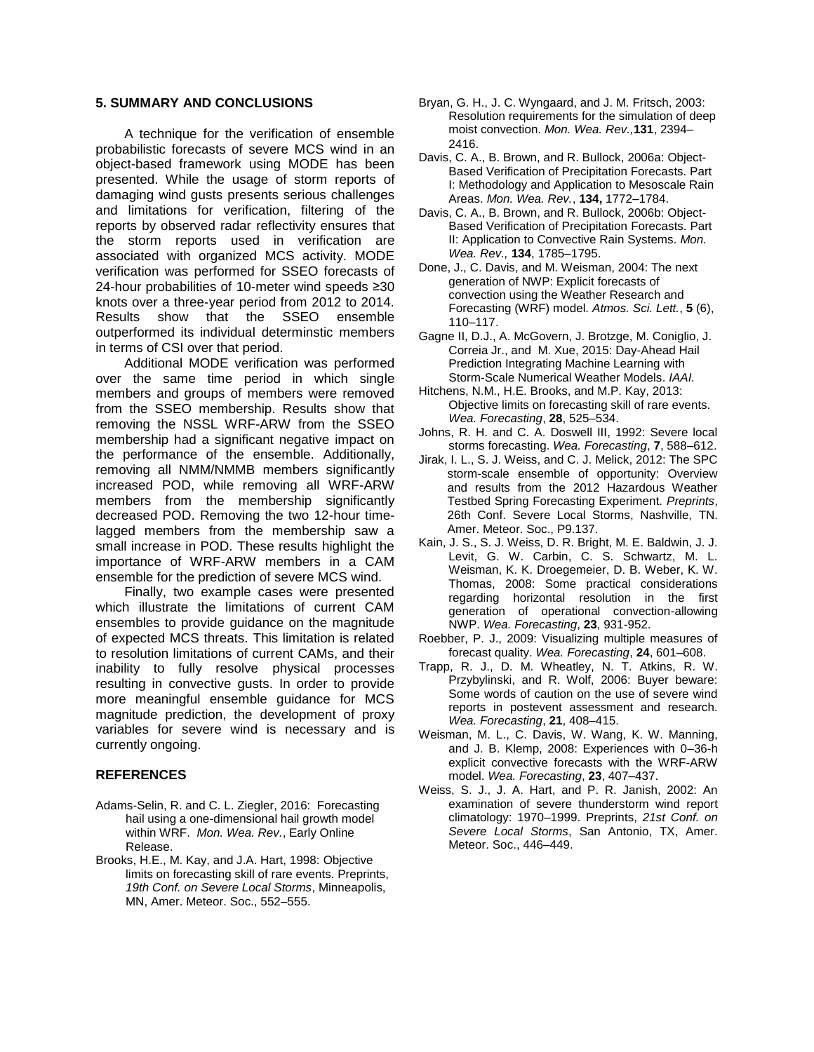## 5. SUMMARY AND CONCLUSIONS

A technique for the verification of ensemble probabilistic forecasts of severe MCS wind in an object-based framework using MODE has been presented. While the usage of storm reports of damaging wind gusts presents serious challenges and limitations for verification, filtering of the reports by observed radar reflectivity ensures that the storm reports used in verification are associated with organized MCS activity. MODE verification was performed for SSEO forecasts of 24-hour probabilities of 10-meter wind speeds ≥30 knots over a three-year period from 2012 to 2014. Results show that the SSEO ensemble outperformed its individual determinstic members in terms of CSI over that period.

Additional MODE verification was performed over the same time period in which single members and groups of members were removed from the SSEO membership. Results show that removing the NSSL WRF-ARW from the SSEO membership had a significant negative impact on the performance of the ensemble. Additionally, removing all NMM/NMMB members significantly increased POD, while removing all WRF-ARW members from the membership significantly decreased POD. Removing the two 12-hour time-lagged members from the membership saw a small increase in POD. These results highlight the importance of WRF-ARW members in a CAM ensemble for the prediction of severe MCS wind.

Finally, two example cases were presented which illustrate the limitations of current CAM ensembles to provide guidance on the magnitude of expected MCS threats. This limitation is related to resolution limitations of current CAMs, and their inability to fully resolve physical processes resulting in convective gusts. In order to provide more meaningful ensemble guidance for MCS magnitude prediction, the development of proxy variables for severe wind is necessary and is currently ongoing.

## REFERENCES

Adams-Selin, R. and C. L. Ziegler, 2016: Forecasting hail using a one-dimensional hail growth model within WRF. *Mon. Wea. Rev.*, Early Online Release.

Brooks, H.E., M. Kay, and J.A. Hart, 1998: Objective limits on forecasting skill of rare events. Preprints, *19th Conf. on Severe Local Storms*, Minneapolis, MN, Amer. Meteor. Soc., 552–555.

Bryan, G. H., J. C. Wyngaard, and J. M. Fritsch, 2003: Resolution requirements for the simulation of deep moist convection. *Mon. Wea. Rev.,***131**, 2394–2416.

Davis, C. A., B. Brown, and R. Bullock, 2006a: Object-Based Verification of Precipitation Forecasts. Part I: Methodology and Application to Mesoscale Rain Areas. *Mon. Wea. Rev.*, **134,** 1772–1784.

Davis, C. A., B. Brown, and R. Bullock, 2006b: Object-Based Verification of Precipitation Forecasts. Part II: Application to Convective Rain Systems. *Mon. Wea. Rev.,* **134**, 1785–1795.

Done, J., C. Davis, and M. Weisman, 2004: The next generation of NWP: Explicit forecasts of convection using the Weather Research and Forecasting (WRF) model. *Atmos. Sci. Lett.*, **5** (6), 110–117.

Gagne II, D.J., A. McGovern, J. Brotzge, M. Coniglio, J. Correia Jr., and M. Xue, 2015: Day-Ahead Hail Prediction Integrating Machine Learning with Storm-Scale Numerical Weather Models. *IAAI.*

Hitchens, N.M., H.E. Brooks, and M.P. Kay, 2013: Objective limits on forecasting skill of rare events. *Wea. Forecasting*, **28**, 525–534.

Johns, R. H. and C. A. Doswell III, 1992: Severe local storms forecasting. *Wea. Forecasting*, **7**, 588–612.

Jirak, I. L., S. J. Weiss, and C. J. Melick, 2012: The SPC storm-scale ensemble of opportunity: Overview and results from the 2012 Hazardous Weather Testbed Spring Forecasting Experiment. *Preprints*, 26th Conf. Severe Local Storms, Nashville, TN. Amer. Meteor. Soc., P9.137.

Kain, J. S., S. J. Weiss, D. R. Bright, M. E. Baldwin, J. J. Levit, G. W. Carbin, C. S. Schwartz, M. L. Weisman, K. K. Droegemeier, D. B. Weber, K. W. Thomas, 2008: Some practical considerations regarding horizontal resolution in the first generation of operational convection-allowing NWP. *Wea. Forecasting*, **23**, 931-952.

Roebber, P. J., 2009: Visualizing multiple measures of forecast quality. *Wea. Forecasting*, **24**, 601–608.

Trapp, R. J., D. M. Wheatley, N. T. Atkins, R. W. Przybylinski, and R. Wolf, 2006: Buyer beware: Some words of caution on the use of severe wind reports in postevent assessment and research. *Wea. Forecasting*, **21**, 408–415.

Weisman, M. L., C. Davis, W. Wang, K. W. Manning, and J. B. Klemp, 2008: Experiences with 0–36-h explicit convective forecasts with the WRF-ARW model. *Wea. Forecasting*, **23**, 407–437.

Weiss, S. J., J. A. Hart, and P. R. Janish, 2002: An examination of severe thunderstorm wind report climatology: 1970–1999. Preprints, *21st Conf. on Severe Local Storms*, San Antonio, TX, Amer. Meteor. Soc., 446–449.